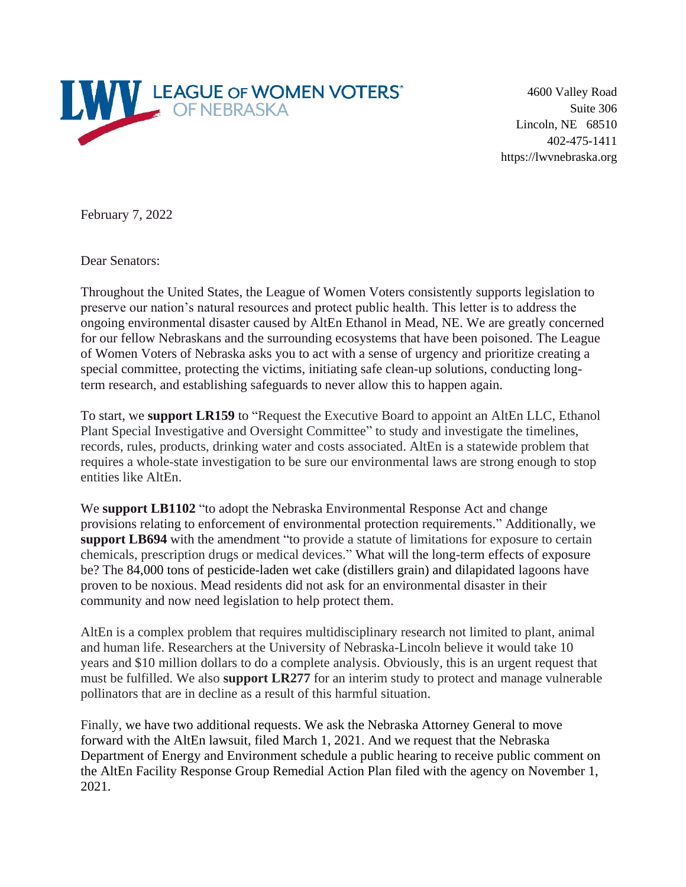LEAGUE OF WOMEN VOTERS® OF NEBRASKA

4600 Valley Road
Suite 306
Lincoln, NE 68510
402-475-1411
https://lwvnebraska.org

February 7, 2022

Dear Senators:

Throughout the United States, the League of Women Voters consistently supports legislation to preserve our nation's natural resources and protect public health. This letter is to address the ongoing environmental disaster caused by AltEn Ethanol in Mead, NE. We are greatly concerned for our fellow Nebraskans and the surrounding ecosystems that have been poisoned. The League of Women Voters of Nebraska asks you to act with a sense of urgency and prioritize creating a special committee, protecting the victims, initiating safe clean-up solutions, conducting long-term research, and establishing safeguards to never allow this to happen again.

To start, we **support LR159** to "Request the Executive Board to appoint an AltEn LLC, Ethanol Plant Special Investigative and Oversight Committee" to study and investigate the timelines, records, rules, products, drinking water and costs associated. AltEn is a statewide problem that requires a whole-state investigation to be sure our environmental laws are strong enough to stop entities like AltEn.

We **support LB1102** "to adopt the Nebraska Environmental Response Act and change provisions relating to enforcement of environmental protection requirements." Additionally, we **support LB694** with the amendment "to provide a statute of limitations for exposure to certain chemicals, prescription drugs or medical devices." What will the long-term effects of exposure be? The 84,000 tons of pesticide-laden wet cake (distillers grain) and dilapidated lagoons have proven to be noxious. Mead residents did not ask for an environmental disaster in their community and now need legislation to help protect them.

AltEn is a complex problem that requires multidisciplinary research not limited to plant, animal and human life. Researchers at the University of Nebraska-Lincoln believe it would take 10 years and $10 million dollars to do a complete analysis. Obviously, this is an urgent request that must be fulfilled. We also **support LR277** for an interim study to protect and manage vulnerable pollinators that are in decline as a result of this harmful situation.

Finally, we have two additional requests. We ask the Nebraska Attorney General to move forward with the AltEn lawsuit, filed March 1, 2021. And we request that the Nebraska Department of Energy and Environment schedule a public hearing to receive public comment on the AltEn Facility Response Group Remedial Action Plan filed with the agency on November 1, 2021.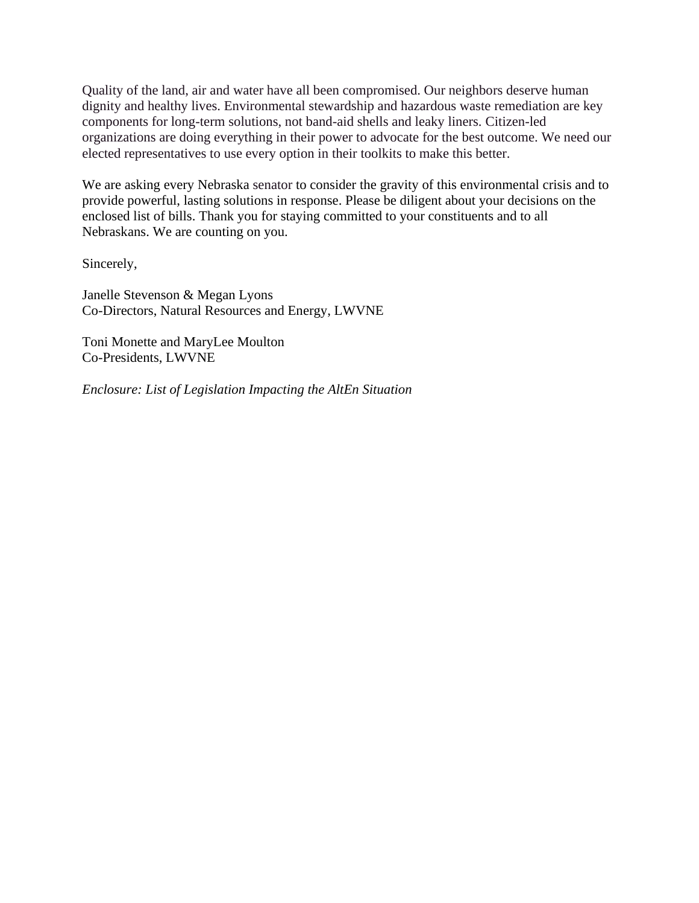Quality of the land, air and water have all been compromised. Our neighbors deserve human dignity and healthy lives. Environmental stewardship and hazardous waste remediation are key components for long-term solutions, not band-aid shells and leaky liners. Citizen-led organizations are doing everything in their power to advocate for the best outcome. We need our elected representatives to use every option in their toolkits to make this better.

We are asking every Nebraska senator to consider the gravity of this environmental crisis and to provide powerful, lasting solutions in response. Please be diligent about your decisions on the enclosed list of bills. Thank you for staying committed to your constituents and to all Nebraskans. We are counting on you.

Sincerely,

Janelle Stevenson & Megan Lyons
Co-Directors, Natural Resources and Energy, LWVNE

Toni Monette and MaryLee Moulton
Co-Presidents, LWVNE

*Enclosure: List of Legislation Impacting the AltEn Situation*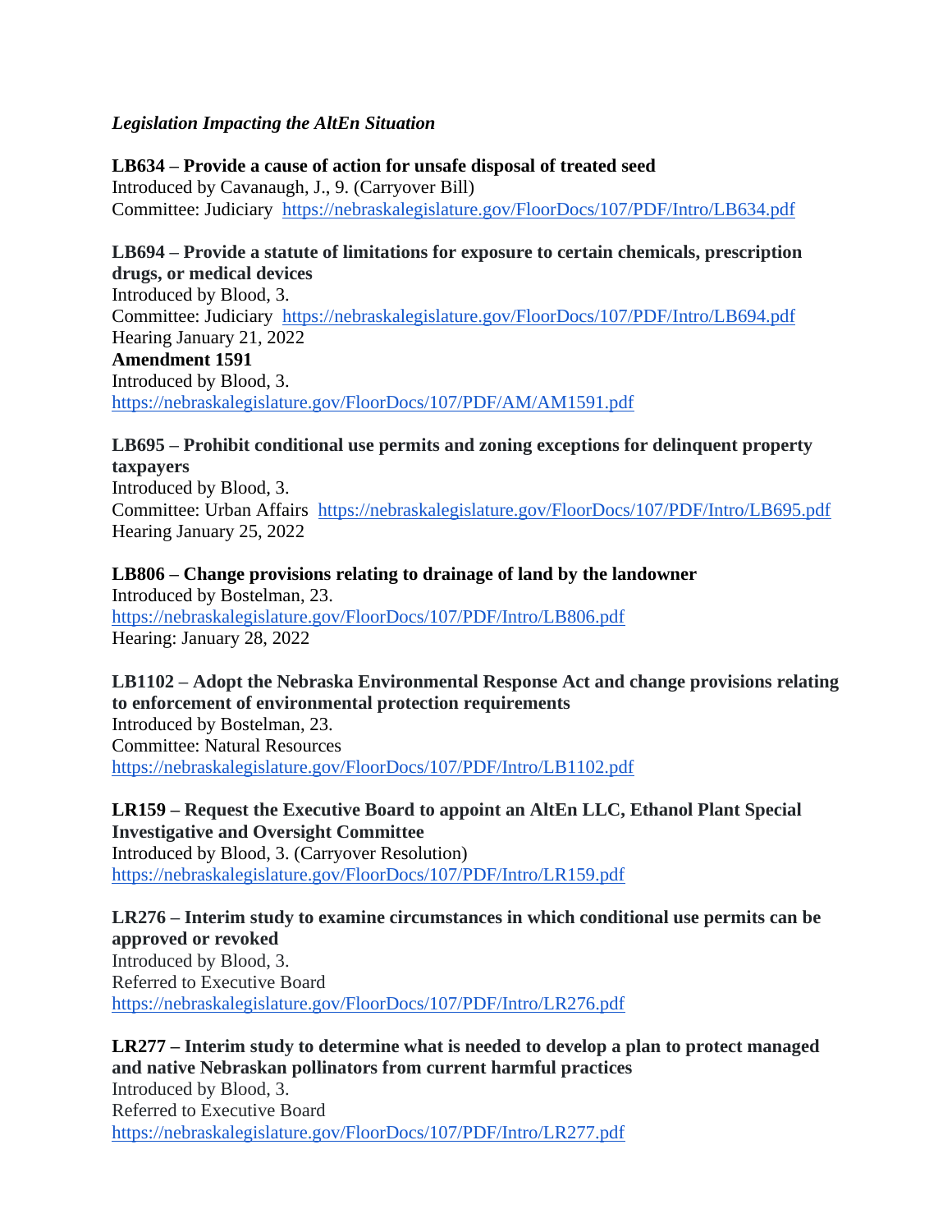*Legislation Impacting the AltEn Situation*

**LB634 – Provide a cause of action for unsafe disposal of treated seed**
Introduced by Cavanaugh, J., 9. (Carryover Bill)
Committee: Judiciary https://nebraskalegislature.gov/FloorDocs/107/PDF/Intro/LB634.pdf

**LB694 – Provide a statute of limitations for exposure to certain chemicals, prescription drugs, or medical devices**
Introduced by Blood, 3.
Committee: Judiciary https://nebraskalegislature.gov/FloorDocs/107/PDF/Intro/LB694.pdf
Hearing January 21, 2022
**Amendment 1591**
Introduced by Blood, 3.
https://nebraskalegislature.gov/FloorDocs/107/PDF/AM/AM1591.pdf

**LB695 – Prohibit conditional use permits and zoning exceptions for delinquent property taxpayers**
Introduced by Blood, 3.
Committee: Urban Affairs https://nebraskalegislature.gov/FloorDocs/107/PDF/Intro/LB695.pdf
Hearing January 25, 2022

**LB806 – Change provisions relating to drainage of land by the landowner**
Introduced by Bostelman, 23.
https://nebraskalegislature.gov/FloorDocs/107/PDF/Intro/LB806.pdf
Hearing: January 28, 2022

**LB1102 – Adopt the Nebraska Environmental Response Act and change provisions relating to enforcement of environmental protection requirements**
Introduced by Bostelman, 23.
Committee: Natural Resources
https://nebraskalegislature.gov/FloorDocs/107/PDF/Intro/LB1102.pdf

**LR159 – Request the Executive Board to appoint an AltEn LLC, Ethanol Plant Special Investigative and Oversight Committee**
Introduced by Blood, 3. (Carryover Resolution)
https://nebraskalegislature.gov/FloorDocs/107/PDF/Intro/LR159.pdf

**LR276 – Interim study to examine circumstances in which conditional use permits can be approved or revoked**
Introduced by Blood, 3.
Referred to Executive Board
https://nebraskalegislature.gov/FloorDocs/107/PDF/Intro/LR276.pdf

**LR277 – Interim study to determine what is needed to develop a plan to protect managed and native Nebraskan pollinators from current harmful practices**
Introduced by Blood, 3.
Referred to Executive Board
https://nebraskalegislature.gov/FloorDocs/107/PDF/Intro/LR277.pdf